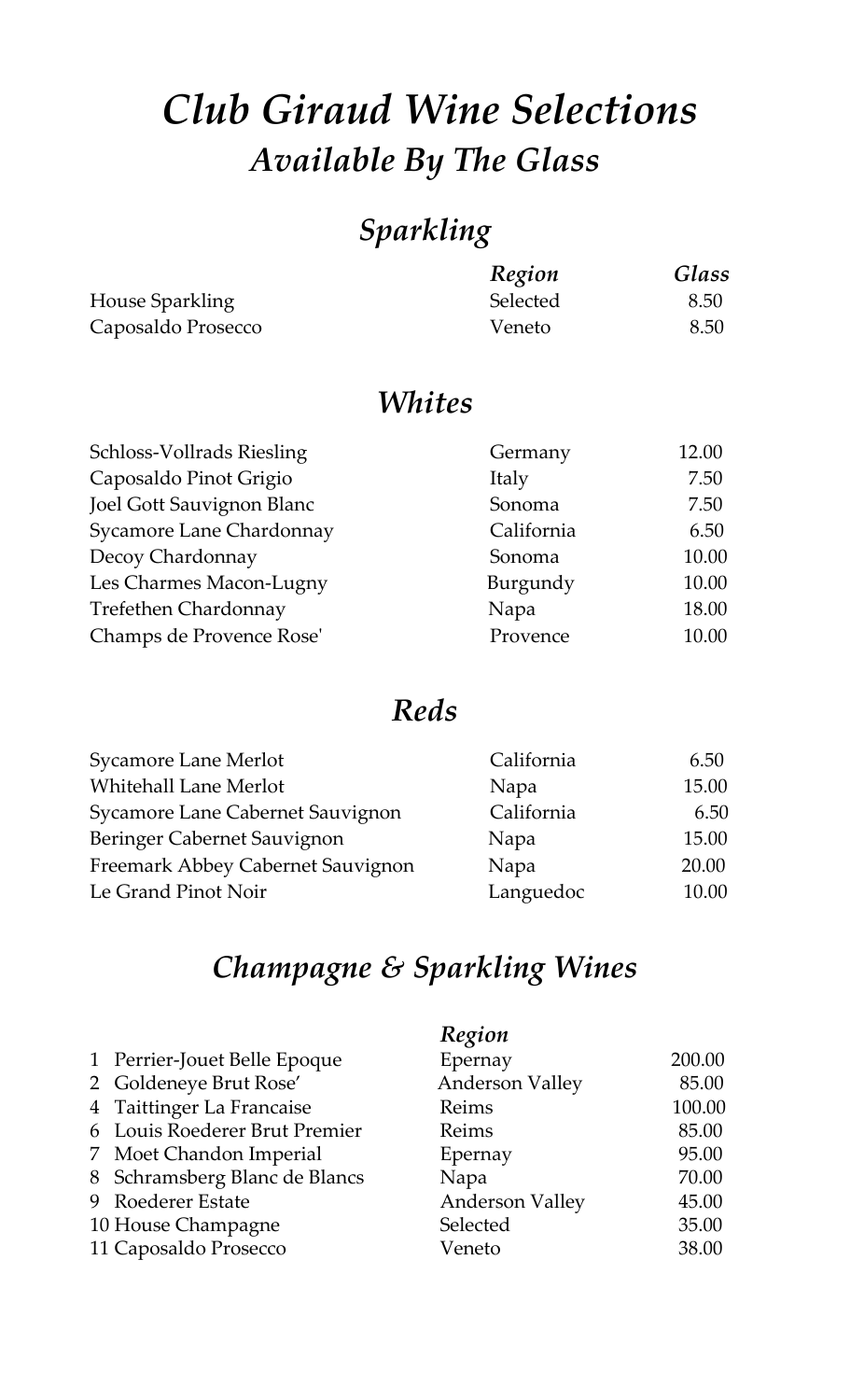# *Club Giraud Wine Selections*

## *Available By The Glass*

## *Sparkling*

| | *Region* | *Glass* |
|---|---|---|
| House Sparkling | Selected | 8.50 |
| Caposaldo Prosecco | Veneto | 8.50 |

## *Whites*

| | | |
|---|---|---|
| Schloss-Vollrads Riesling | Germany | 12.00 |
| Caposaldo Pinot Grigio | Italy | 7.50 |
| Joel Gott Sauvignon Blanc | Sonoma | 7.50 |
| Sycamore Lane Chardonnay | California | 6.50 |
| Decoy Chardonnay | Sonoma | 10.00 |
| Les Charmes Macon-Lugny | Burgundy | 10.00 |
| Trefethen Chardonnay | Napa | 18.00 |
| Champs de Provence Rose' | Provence | 10.00 |

## *Reds*

| | | |
|---|---|---|
| Sycamore Lane Merlot | California | 6.50 |
| Whitehall Lane Merlot | Napa | 15.00 |
| Sycamore Lane Cabernet Sauvignon | California | 6.50 |
| Beringer Cabernet Sauvignon | Napa | 15.00 |
| Freemark Abbey Cabernet Sauvignon | Napa | 20.00 |
| Le Grand Pinot Noir | Languedoc | 10.00 |

## *Champagne & Sparkling Wines*

| | | *Region* | |
|---|---|---|---|
| 1 | Perrier-Jouet Belle Epoque | Epernay | 200.00 |
| 2 | Goldeneye Brut Rose’ | Anderson Valley | 85.00 |
| 4 | Taittinger La Francaise | Reims | 100.00 |
| 6 | Louis Roederer Brut Premier | Reims | 85.00 |
| 7 | Moet Chandon Imperial | Epernay | 95.00 |
| 8 | Schramsberg Blanc de Blancs | Napa | 70.00 |
| 9 | Roederer Estate | Anderson Valley | 45.00 |
| 10 | House Champagne | Selected | 35.00 |
| 11 | Caposaldo Prosecco | Veneto | 38.00 |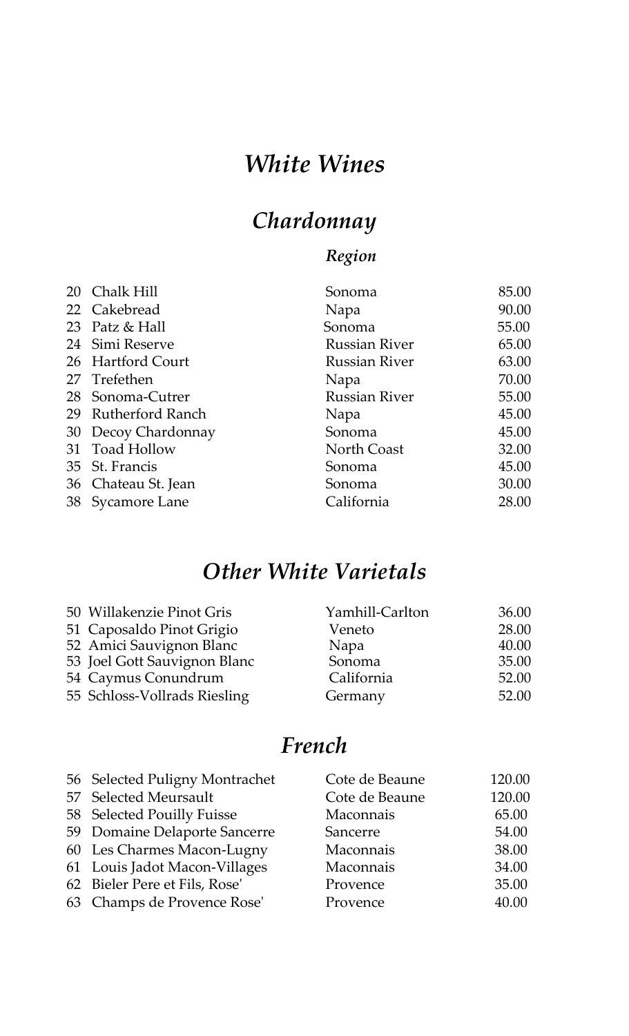# *White Wines*

## *Chardonnay*

| | | *Region* | |
|---|---|---|---|
| 20 | Chalk Hill | Sonoma | 85.00 |
| 22 | Cakebread | Napa | 90.00 |
| 23 | Patz & Hall | Sonoma | 55.00 |
| 24 | Simi Reserve | Russian River | 65.00 |
| 26 | Hartford Court | Russian River | 63.00 |
| 27 | Trefethen | Napa | 70.00 |
| 28 | Sonoma-Cutrer | Russian River | 55.00 |
| 29 | Rutherford Ranch | Napa | 45.00 |
| 30 | Decoy Chardonnay | Sonoma | 45.00 |
| 31 | Toad Hollow | North Coast | 32.00 |
| 35 | St. Francis | Sonoma | 45.00 |
| 36 | Chateau St. Jean | Sonoma | 30.00 |
| 38 | Sycamore Lane | California | 28.00 |

## *Other White Varietals*

| | | | |
|---|---|---|---|
| 50 | Willakenzie Pinot Gris | Yamhill-Carlton | 36.00 |
| 51 | Caposaldo Pinot Grigio | Veneto | 28.00 |
| 52 | Amici Sauvignon Blanc | Napa | 40.00 |
| 53 | Joel Gott Sauvignon Blanc | Sonoma | 35.00 |
| 54 | Caymus Conundrum | California | 52.00 |
| 55 | Schloss-Vollrads Riesling | Germany | 52.00 |

## *French*

| | | | |
|---|---|---|---|
| 56 | Selected Puligny Montrachet | Cote de Beaune | 120.00 |
| 57 | Selected Meursault | Cote de Beaune | 120.00 |
| 58 | Selected Pouilly Fuisse | Maconnais | 65.00 |
| 59 | Domaine Delaporte Sancerre | Sancerre | 54.00 |
| 60 | Les Charmes Macon-Lugny | Maconnais | 38.00 |
| 61 | Louis Jadot Macon-Villages | Maconnais | 34.00 |
| 62 | Bieler Pere et Fils, Rose' | Provence | 35.00 |
| 63 | Champs de Provence Rose' | Provence | 40.00 |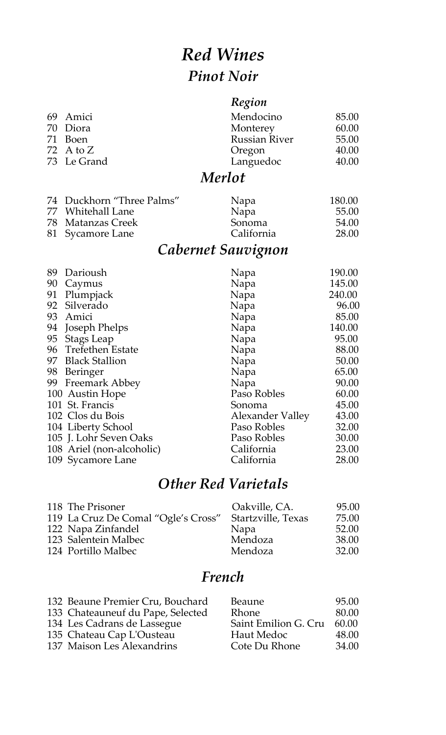# *Red Wines*

## *Pinot Noir*

| | *Region* | |
|---|---|---|
| 69 Amici | Mendocino | 85.00 |
| 70 Diora | Monterey | 60.00 |
| 71 Boen | Russian River | 55.00 |
| 72 A to Z | Oregon | 40.00 |
| 73 Le Grand | Languedoc | 40.00 |

## *Merlot*

| | | |
|---|---|---|
| 74 Duckhorn "Three Palms" | Napa | 180.00 |
| 77 Whitehall Lane | Napa | 55.00 |
| 78 Matanzas Creek | Sonoma | 54.00 |
| 81 Sycamore Lane | California | 28.00 |

## *Cabernet Sauvignon*

| | | |
|---|---|---|
| 89 Darioush | Napa | 190.00 |
| 90 Caymus | Napa | 145.00 |
| 91 Plumpjack | Napa | 240.00 |
| 92 Silverado | Napa | 96.00 |
| 93 Amici | Napa | 85.00 |
| 94 Joseph Phelps | Napa | 140.00 |
| 95 Stags Leap | Napa | 95.00 |
| 96 Trefethen Estate | Napa | 88.00 |
| 97 Black Stallion | Napa | 50.00 |
| 98 Beringer | Napa | 65.00 |
| 99 Freemark Abbey | Napa | 90.00 |
| 100 Austin Hope | Paso Robles | 60.00 |
| 101 St. Francis | Sonoma | 45.00 |
| 102 Clos du Bois | Alexander Valley | 43.00 |
| 104 Liberty School | Paso Robles | 32.00 |
| 105 J. Lohr Seven Oaks | Paso Robles | 30.00 |
| 108 Ariel (non-alcoholic) | California | 23.00 |
| 109 Sycamore Lane | California | 28.00 |

## *Other Red Varietals*

| | | |
|---|---|---|
| 118 The Prisoner | Oakville, CA. | 95.00 |
| 119 La Cruz De Comal "Ogle's Cross" | Startzville, Texas | 75.00 |
| 122 Napa Zinfandel | Napa | 52.00 |
| 123 Salentein Malbec | Mendoza | 38.00 |
| 124 Portillo Malbec | Mendoza | 32.00 |

## *French*

| | | |
|---|---|---|
| 132 Beaune Premier Cru, Bouchard | Beaune | 95.00 |
| 133 Chateauneuf du Pape, Selected | Rhone | 80.00 |
| 134 Les Cadrans de Lassegue | Saint Emilion G. Cru | 60.00 |
| 135 Chateau Cap L'Ousteau | Haut Medoc | 48.00 |
| 137 Maison Les Alexandrins | Cote Du Rhone | 34.00 |